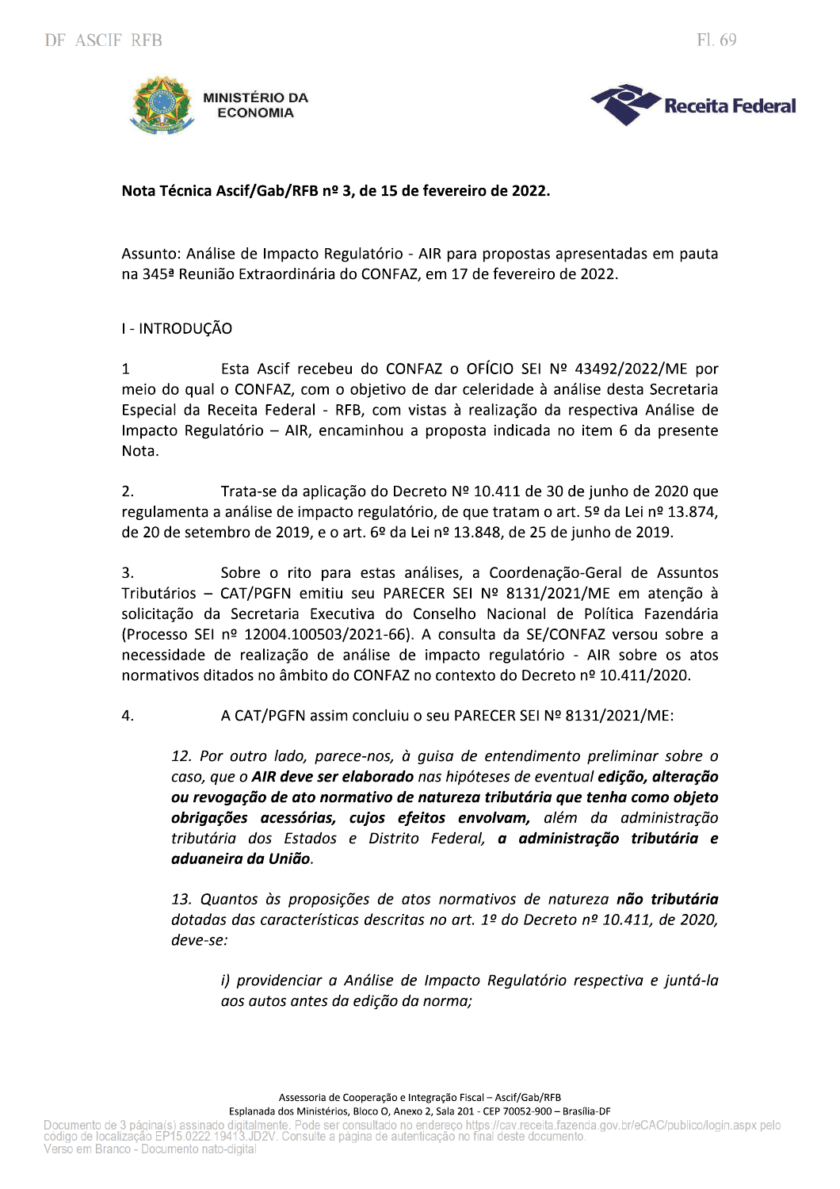**Nota Técnica Ascif/Gab/RFB nº 3, de 15 de fevereiro de 2022.**

Assunto: Análise de Impacto Regulatório - AIR para propostas apresentadas em pauta na 345ª Reunião Extraordinária do CONFAZ, em 17 de fevereiro de 2022.

I - INTRODUÇÃO

1 Esta Ascif recebeu do CONFAZ o OFÍCIO SEI Nº 43492/2022/ME por meio do qual o CONFAZ, com o objetivo de dar celeridade à análise desta Secretaria Especial da Receita Federal - RFB, com vistas à realização da respectiva Análise de Impacto Regulatório – AIR, encaminhou a proposta indicada no item 6 da presente Nota.

2. Trata-se da aplicação do Decreto Nº 10.411 de 30 de junho de 2020 que regulamenta a análise de impacto regulatório, de que tratam o art. 5º da Lei nº 13.874, de 20 de setembro de 2019, e o art. 6º da Lei nº 13.848, de 25 de junho de 2019.

3. Sobre o rito para estas análises, a Coordenação-Geral de Assuntos Tributários – CAT/PGFN emitiu seu PARECER SEI Nº 8131/2021/ME em atenção à solicitação da Secretaria Executiva do Conselho Nacional de Política Fazendária (Processo SEI nº 12004.100503/2021-66). A consulta da SE/CONFAZ versou sobre a necessidade de realização de análise de impacto regulatório - AIR sobre os atos normativos ditados no âmbito do CONFAZ no contexto do Decreto nº 10.411/2020.

4. A CAT/PGFN assim concluiu o seu PARECER SEI Nº 8131/2021/ME:

> *12. Por outro lado, parece-nos, à guisa de entendimento preliminar sobre o caso, que o **AIR deve ser elaborado** nas hipóteses de eventual **edição, alteração ou revogação de ato normativo de natureza tributária que tenha como objeto obrigações acessórias, cujos efeitos envolvam,** além da administração tributária dos Estados e Distrito Federal, **a administração tributária e aduaneira da União**.*
>
> *13. Quantos às proposições de atos normativos de natureza **não tributária** dotadas das características descritas no art. 1º do Decreto nº 10.411, de 2020, deve-se:*
>
> > *i) providenciar a Análise de Impacto Regulatório respectiva e juntá-la aos autos antes da edição da norma;*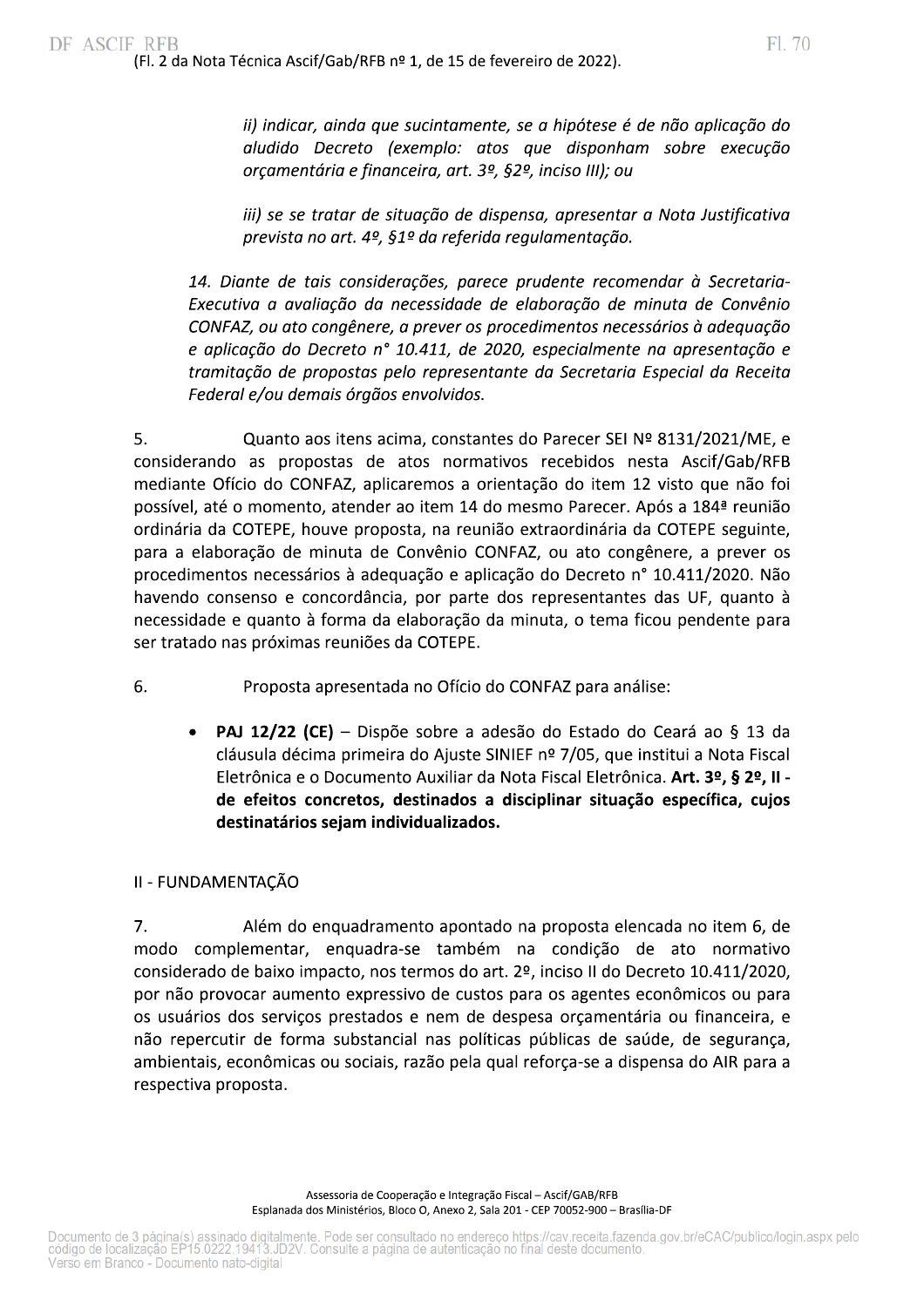(Fl. 2 da Nota Técnica Ascif/Gab/RFB nº 1, de 15 de fevereiro de 2022).

> *ii) indicar, ainda que sucintamente, se a hipótese é de não aplicação do aludido Decreto (exemplo: atos que disponham sobre execução orçamentária e financeira, art. 3º, §2º, inciso III); ou*
>
> *iii) se se tratar de situação de dispensa, apresentar a Nota Justificativa prevista no art. 4º, §1º da referida regulamentação.*
>
> *14. Diante de tais considerações, parece prudente recomendar à Secretaria-Executiva a avaliação da necessidade de elaboração de minuta de Convênio CONFAZ, ou ato congênere, a prever os procedimentos necessários à adequação e aplicação do Decreto n° 10.411, de 2020, especialmente na apresentação e tramitação de propostas pelo representante da Secretaria Especial da Receita Federal e/ou demais órgãos envolvidos.*

5. Quanto aos itens acima, constantes do Parecer SEI Nº 8131/2021/ME, e considerando as propostas de atos normativos recebidos nesta Ascif/Gab/RFB mediante Ofício do CONFAZ, aplicaremos a orientação do item 12 visto que não foi possível, até o momento, atender ao item 14 do mesmo Parecer. Após a 184ª reunião ordinária da COTEPE, houve proposta, na reunião extraordinária da COTEPE seguinte, para a elaboração de minuta de Convênio CONFAZ, ou ato congênere, a prever os procedimentos necessários à adequação e aplicação do Decreto n° 10.411/2020. Não havendo consenso e concordância, por parte dos representantes das UF, quanto à necessidade e quanto à forma da elaboração da minuta, o tema ficou pendente para ser tratado nas próximas reuniões da COTEPE.

6. Proposta apresentada no Ofício do CONFAZ para análise:

- **PAJ 12/22 (CE)** – Dispõe sobre a adesão do Estado do Ceará ao § 13 da cláusula décima primeira do Ajuste SINIEF nº 7/05, que institui a Nota Fiscal Eletrônica e o Documento Auxiliar da Nota Fiscal Eletrônica. **Art. 3º, § 2º, II - de efeitos concretos, destinados a disciplinar situação específica, cujos destinatários sejam individualizados.**

## II - FUNDAMENTAÇÃO

7. Além do enquadramento apontado na proposta elencada no item 6, de modo complementar, enquadra-se também na condição de ato normativo considerado de baixo impacto, nos termos do art. 2º, inciso II do Decreto 10.411/2020, por não provocar aumento expressivo de custos para os agentes econômicos ou para os usuários dos serviços prestados e nem de despesa orçamentária ou financeira, e não repercutir de forma substancial nas políticas públicas de saúde, de segurança, ambientais, econômicas ou sociais, razão pela qual reforça-se a dispensa do AIR para a respectiva proposta.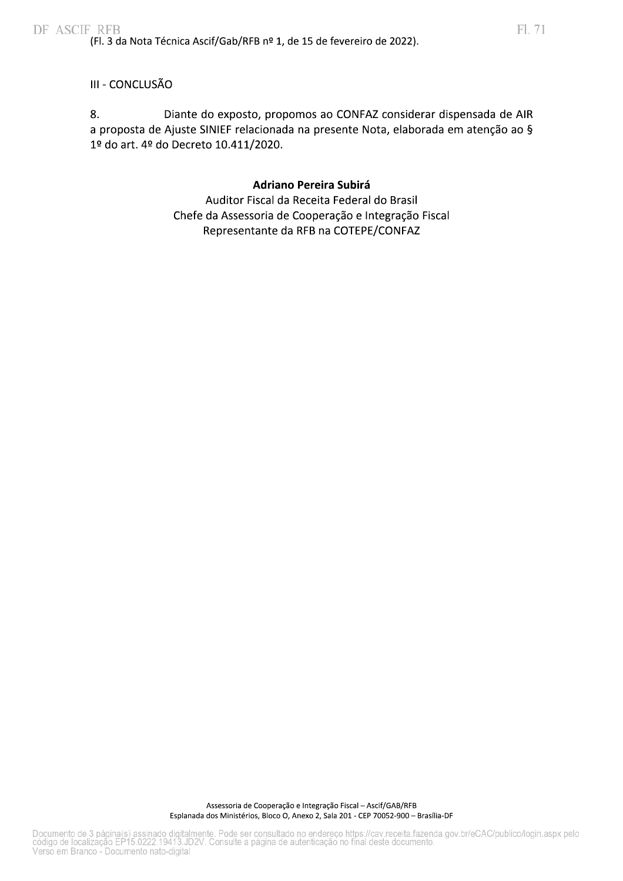(Fl. 3 da Nota Técnica Ascif/Gab/RFB nº 1, de 15 de fevereiro de 2022).

III - CONCLUSÃO

8. Diante do exposto, propomos ao CONFAZ considerar dispensada de AIR a proposta de Ajuste SINIEF relacionada na presente Nota, elaborada em atenção ao § 1º do art. 4º do Decreto 10.411/2020.

**Adriano Pereira Subirá**
Auditor Fiscal da Receita Federal do Brasil
Chefe da Assessoria de Cooperação e Integração Fiscal
Representante da RFB na COTEPE/CONFAZ

Assessoria de Cooperação e Integração Fiscal – Ascif/GAB/RFB
Esplanada dos Ministérios, Bloco O, Anexo 2, Sala 201 - CEP 70052-900 – Brasília-DF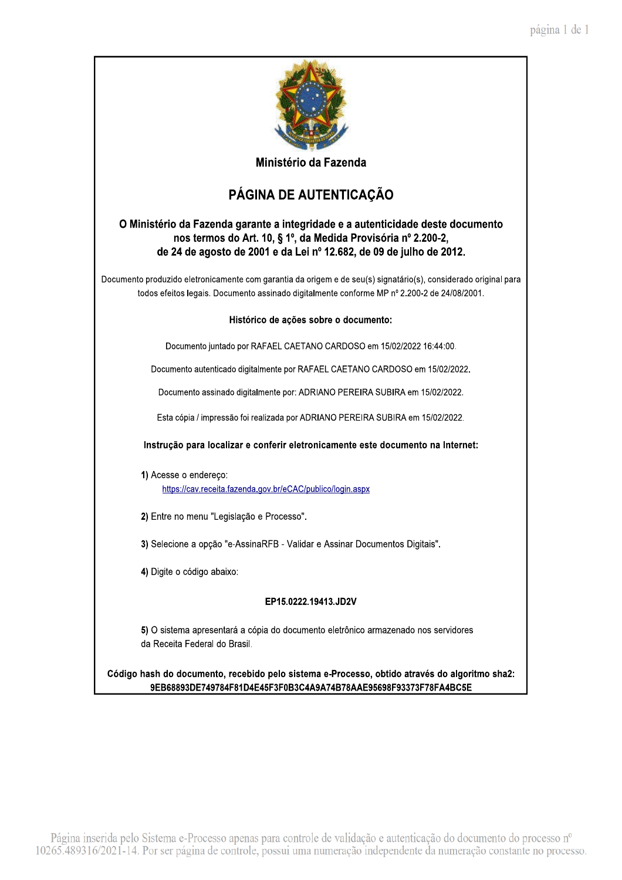Ministério da Fazenda

# PÁGINA DE AUTENTICAÇÃO

**O Ministério da Fazenda garante a integridade e a autenticidade deste documento nos termos do Art. 10, § 1º, da Medida Provisória nº 2.200-2, de 24 de agosto de 2001 e da Lei nº 12.682, de 09 de julho de 2012.**

Documento produzido eletronicamente com garantia da origem e de seu(s) signatário(s), considerado original para todos efeitos legais. Documento assinado digitalmente conforme MP nº 2.200-2 de 24/08/2001.

**Histórico de ações sobre o documento:**

Documento juntado por RAFAEL CAETANO CARDOSO em 15/02/2022 16:44:00.

Documento autenticado digitalmente por RAFAEL CAETANO CARDOSO em 15/02/2022.

Documento assinado digitalmente por: ADRIANO PEREIRA SUBIRA em 15/02/2022.

Esta cópia / impressão foi realizada por ADRIANO PEREIRA SUBIRA em 15/02/2022.

**Instrução para localizar e conferir eletronicamente este documento na Internet:**

**1)** Acesse o endereço:
https://cav.receita.fazenda.gov.br/eCAC/publico/login.aspx

**2)** Entre no menu "Legislação e Processo".

**3)** Selecione a opção "e-AssinaRFB - Validar e Assinar Documentos Digitais".

**4)** Digite o código abaixo:

**EP15.0222.19413.JD2V**

**5)** O sistema apresentará a cópia do documento eletrônico armazenado nos servidores da Receita Federal do Brasil.

**Código hash do documento, recebido pelo sistema e-Processo, obtido através do algoritmo sha2:**
**9EB68893DE749784F81D4E45F3F0B3C4A9A74B78AAE95698F93373F78FA4BC5E**

Página inserida pelo Sistema e-Processo apenas para controle de validação e autenticação do documento do processo nº 10265.489316/2021-14. Por ser página de controle, possui uma numeração independente da numeração constante no processo.